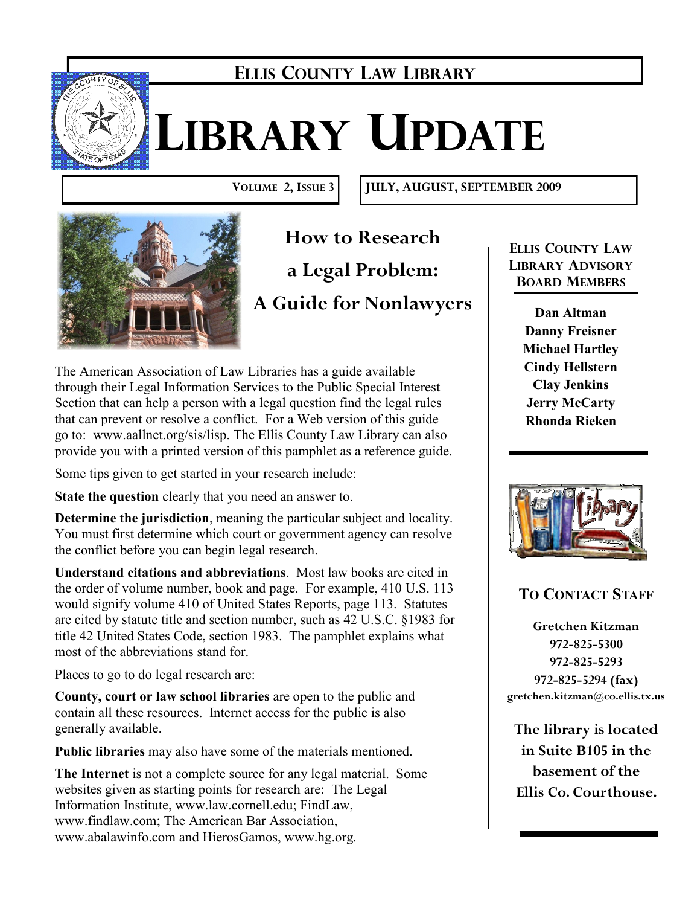# Ellis County Law Library

# Library Update

Volume 2, Issue 3 | July, August, September 2009

## How to Research a Legal Problem: A Guide for Nonlawyers

The American Association of Law Libraries has a guide available through their Legal Information Services to the Public Special Interest Section that can help a person with a legal question find the legal rules that can prevent or resolve a conflict. For a Web version of this guide go to: www.aallnet.org/sis/lisp. The Ellis County Law Library can also provide you with a printed version of this pamphlet as a reference guide.

Some tips given to get started in your research include:

**State the question** clearly that you need an answer to.

**Determine the jurisdiction**, meaning the particular subject and locality. You must first determine which court or government agency can resolve the conflict before you can begin legal research.

**Understand citations and abbreviations**. Most law books are cited in the order of volume number, book and page. For example, 410 U.S. 113 would signify volume 410 of United States Reports, page 113. Statutes are cited by statute title and section number, such as 42 U.S.C. §1983 for title 42 United States Code, section 1983. The pamphlet explains what most of the abbreviations stand for.

Places to go to do legal research are:

**County, court or law school libraries** are open to the public and contain all these resources. Internet access for the public is also generally available.

**Public libraries** may also have some of the materials mentioned.

**The Internet** is not a complete source for any legal material. Some websites given as starting points for research are: The Legal Information Institute, www.law.cornell.edu; FindLaw, www.findlaw.com; The American Bar Association, www.abalawinfo.com and HierosGamos, www.hg.org.

### Ellis County Law Library Advisory Board Members

**Dan Altman**
**Danny Freisner**
**Michael Hartley**
**Cindy Hellstern**
**Clay Jenkins**
**Jerry McCarty**
**Rhonda Rieken**

### To Contact Staff

**Gretchen Kitzman**
**972-825-5300**
**972-825-5293**
**972-825-5294 (fax)**
**gretchen.kitzman@co.ellis.tx.us**

**The library is located in Suite B105 in the basement of the Ellis Co. Courthouse.**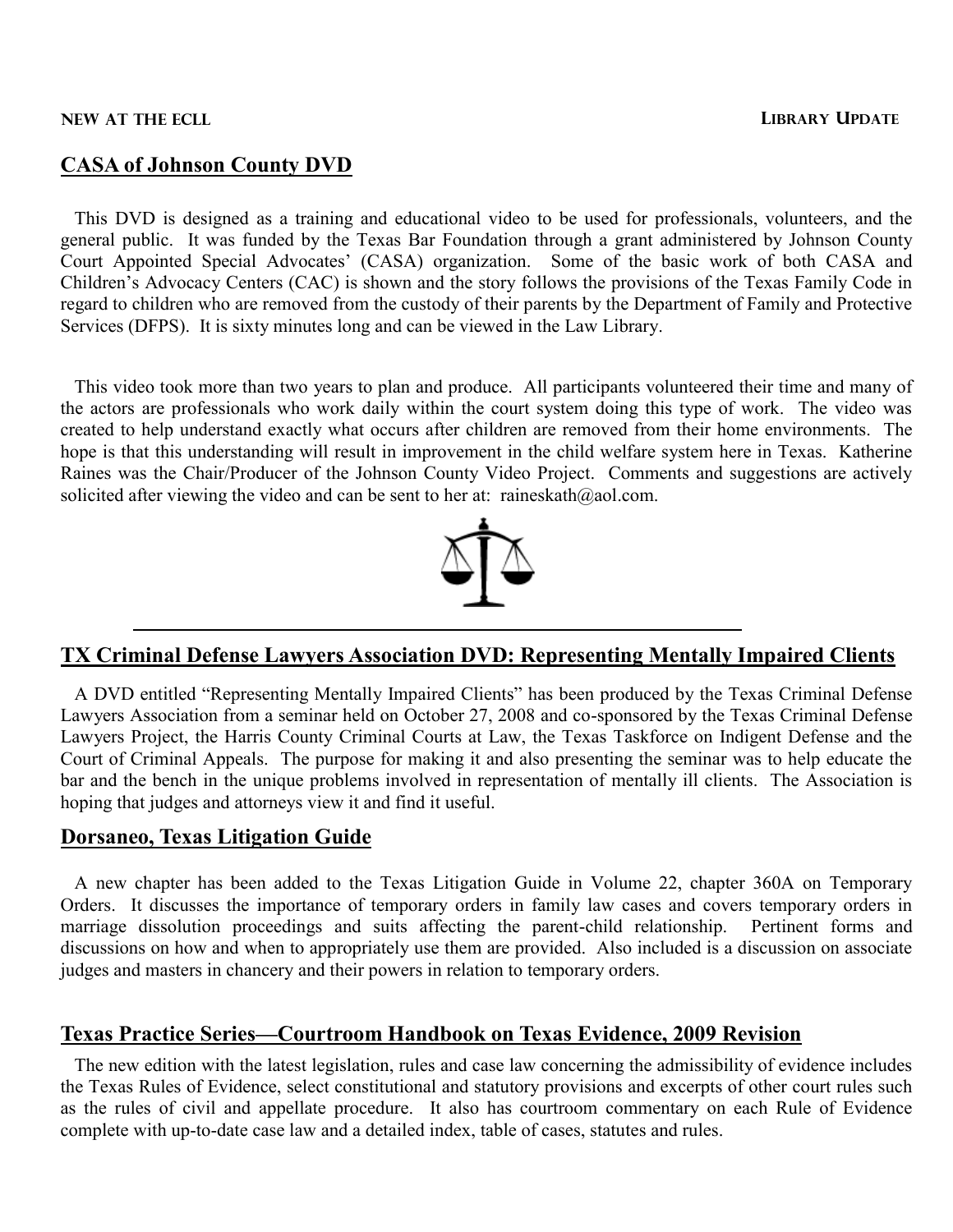## CASA of Johnson County DVD

This DVD is designed as a training and educational video to be used for professionals, volunteers, and the general public. It was funded by the Texas Bar Foundation through a grant administered by Johnson County Court Appointed Special Advocates' (CASA) organization. Some of the basic work of both CASA and Children's Advocacy Centers (CAC) is shown and the story follows the provisions of the Texas Family Code in regard to children who are removed from the custody of their parents by the Department of Family and Protective Services (DFPS). It is sixty minutes long and can be viewed in the Law Library.

This video took more than two years to plan and produce. All participants volunteered their time and many of the actors are professionals who work daily within the court system doing this type of work. The video was created to help understand exactly what occurs after children are removed from their home environments. The hope is that this understanding will result in improvement in the child welfare system here in Texas. Katherine Raines was the Chair/Producer of the Johnson County Video Project. Comments and suggestions are actively solicited after viewing the video and can be sent to her at: raineskath@aol.com.

---

## TX Criminal Defense Lawyers Association DVD: Representing Mentally Impaired Clients

A DVD entitled "Representing Mentally Impaired Clients" has been produced by the Texas Criminal Defense Lawyers Association from a seminar held on October 27, 2008 and co-sponsored by the Texas Criminal Defense Lawyers Project, the Harris County Criminal Courts at Law, the Texas Taskforce on Indigent Defense and the Court of Criminal Appeals. The purpose for making it and also presenting the seminar was to help educate the bar and the bench in the unique problems involved in representation of mentally ill clients. The Association is hoping that judges and attorneys view it and find it useful.

## Dorsaneo, Texas Litigation Guide

A new chapter has been added to the Texas Litigation Guide in Volume 22, chapter 360A on Temporary Orders. It discusses the importance of temporary orders in family law cases and covers temporary orders in marriage dissolution proceedings and suits affecting the parent-child relationship. Pertinent forms and discussions on how and when to appropriately use them are provided. Also included is a discussion on associate judges and masters in chancery and their powers in relation to temporary orders.

## Texas Practice Series—Courtroom Handbook on Texas Evidence, 2009 Revision

The new edition with the latest legislation, rules and case law concerning the admissibility of evidence includes the Texas Rules of Evidence, select constitutional and statutory provisions and excerpts of other court rules such as the rules of civil and appellate procedure. It also has courtroom commentary on each Rule of Evidence complete with up-to-date case law and a detailed index, table of cases, statutes and rules.